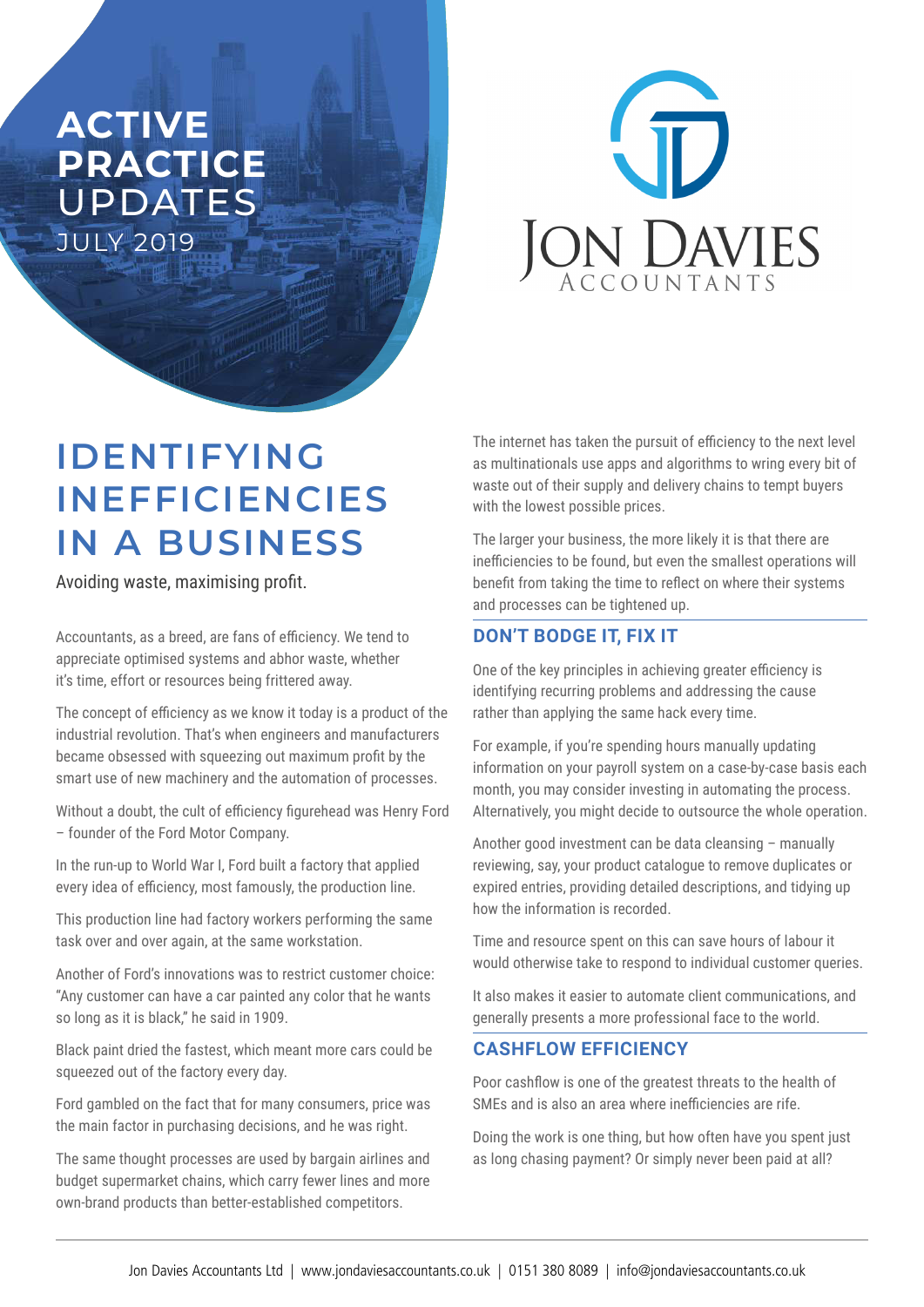**ACTIVE PRACTICE UPDATES**
JULY 2019

JON DAVIES ACCOUNTANTS

# IDENTIFYING INEFFICIENCIES IN A BUSINESS

Avoiding waste, maximising profit.

Accountants, as a breed, are fans of efficiency. We tend to appreciate optimised systems and abhor waste, whether it's time, effort or resources being frittered away.

The concept of efficiency as we know it today is a product of the industrial revolution. That's when engineers and manufacturers became obsessed with squeezing out maximum profit by the smart use of new machinery and the automation of processes.

Without a doubt, the cult of efficiency figurehead was Henry Ford – founder of the Ford Motor Company.

In the run-up to World War I, Ford built a factory that applied every idea of efficiency, most famously, the production line.

This production line had factory workers performing the same task over and over again, at the same workstation.

Another of Ford's innovations was to restrict customer choice: "Any customer can have a car painted any color that he wants so long as it is black," he said in 1909.

Black paint dried the fastest, which meant more cars could be squeezed out of the factory every day.

Ford gambled on the fact that for many consumers, price was the main factor in purchasing decisions, and he was right.

The same thought processes are used by bargain airlines and budget supermarket chains, which carry fewer lines and more own-brand products than better-established competitors.

The internet has taken the pursuit of efficiency to the next level as multinationals use apps and algorithms to wring every bit of waste out of their supply and delivery chains to tempt buyers with the lowest possible prices.

The larger your business, the more likely it is that there are inefficiencies to be found, but even the smallest operations will benefit from taking the time to reflect on where their systems and processes can be tightened up.

## DON'T BODGE IT, FIX IT

One of the key principles in achieving greater efficiency is identifying recurring problems and addressing the cause rather than applying the same hack every time.

For example, if you're spending hours manually updating information on your payroll system on a case-by-case basis each month, you may consider investing in automating the process. Alternatively, you might decide to outsource the whole operation.

Another good investment can be data cleansing – manually reviewing, say, your product catalogue to remove duplicates or expired entries, providing detailed descriptions, and tidying up how the information is recorded.

Time and resource spent on this can save hours of labour it would otherwise take to respond to individual customer queries.

It also makes it easier to automate client communications, and generally presents a more professional face to the world.

## CASHFLOW EFFICIENCY

Poor cashflow is one of the greatest threats to the health of SMEs and is also an area where inefficiencies are rife.

Doing the work is one thing, but how often have you spent just as long chasing payment? Or simply never been paid at all?

Jon Davies Accountants Ltd | www.jondaviesaccountants.co.uk | 0151 380 8089 | info@jondaviesaccountants.co.uk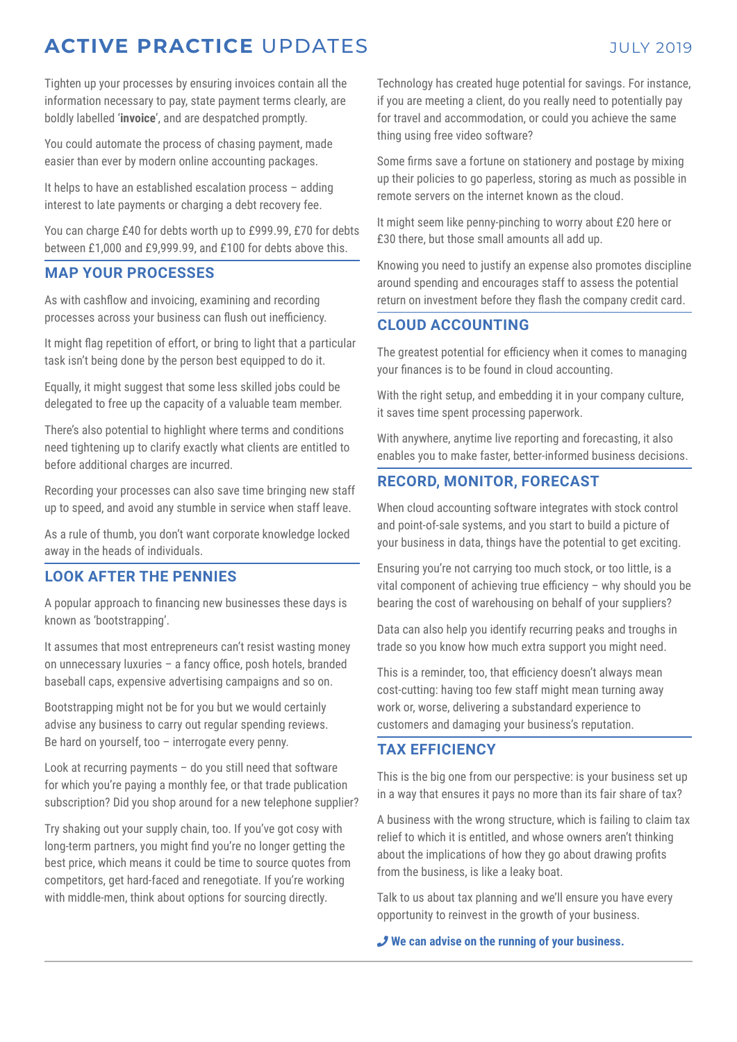Tighten up your processes by ensuring invoices contain all the information necessary to pay, state payment terms clearly, are boldly labelled '**invoice**', and are despatched promptly.

You could automate the process of chasing payment, made easier than ever by modern online accounting packages.

It helps to have an established escalation process – adding interest to late payments or charging a debt recovery fee.

You can charge £40 for debts worth up to £999.99, £70 for debts between £1,000 and £9,999.99, and £100 for debts above this.

## MAP YOUR PROCESSES

As with cashflow and invoicing, examining and recording processes across your business can flush out inefficiency.

It might flag repetition of effort, or bring to light that a particular task isn't being done by the person best equipped to do it.

Equally, it might suggest that some less skilled jobs could be delegated to free up the capacity of a valuable team member.

There's also potential to highlight where terms and conditions need tightening up to clarify exactly what clients are entitled to before additional charges are incurred.

Recording your processes can also save time bringing new staff up to speed, and avoid any stumble in service when staff leave.

As a rule of thumb, you don't want corporate knowledge locked away in the heads of individuals.

## LOOK AFTER THE PENNIES

A popular approach to financing new businesses these days is known as 'bootstrapping'.

It assumes that most entrepreneurs can't resist wasting money on unnecessary luxuries – a fancy office, posh hotels, branded baseball caps, expensive advertising campaigns and so on.

Bootstrapping might not be for you but we would certainly advise any business to carry out regular spending reviews. Be hard on yourself, too – interrogate every penny.

Look at recurring payments – do you still need that software for which you're paying a monthly fee, or that trade publication subscription? Did you shop around for a new telephone supplier?

Try shaking out your supply chain, too. If you've got cosy with long-term partners, you might find you're no longer getting the best price, which means it could be time to source quotes from competitors, get hard-faced and renegotiate. If you're working with middle-men, think about options for sourcing directly.

Technology has created huge potential for savings. For instance, if you are meeting a client, do you really need to potentially pay for travel and accommodation, or could you achieve the same thing using free video software?

Some firms save a fortune on stationery and postage by mixing up their policies to go paperless, storing as much as possible in remote servers on the internet known as the cloud.

It might seem like penny-pinching to worry about £20 here or £30 there, but those small amounts all add up.

Knowing you need to justify an expense also promotes discipline around spending and encourages staff to assess the potential return on investment before they flash the company credit card.

## CLOUD ACCOUNTING

The greatest potential for efficiency when it comes to managing your finances is to be found in cloud accounting.

With the right setup, and embedding it in your company culture, it saves time spent processing paperwork.

With anywhere, anytime live reporting and forecasting, it also enables you to make faster, better-informed business decisions.

## RECORD, MONITOR, FORECAST

When cloud accounting software integrates with stock control and point-of-sale systems, and you start to build a picture of your business in data, things have the potential to get exciting.

Ensuring you're not carrying too much stock, or too little, is a vital component of achieving true efficiency – why should you be bearing the cost of warehousing on behalf of your suppliers?

Data can also help you identify recurring peaks and troughs in trade so you know how much extra support you might need.

This is a reminder, too, that efficiency doesn't always mean cost-cutting: having too few staff might mean turning away work or, worse, delivering a substandard experience to customers and damaging your business's reputation.

## TAX EFFICIENCY

This is the big one from our perspective: is your business set up in a way that ensures it pays no more than its fair share of tax?

A business with the wrong structure, which is failing to claim tax relief to which it is entitled, and whose owners aren't thinking about the implications of how they go about drawing profits from the business, is like a leaky boat.

Talk to us about tax planning and we'll ensure you have every opportunity to reinvest in the growth of your business.

**We can advise on the running of your business.**